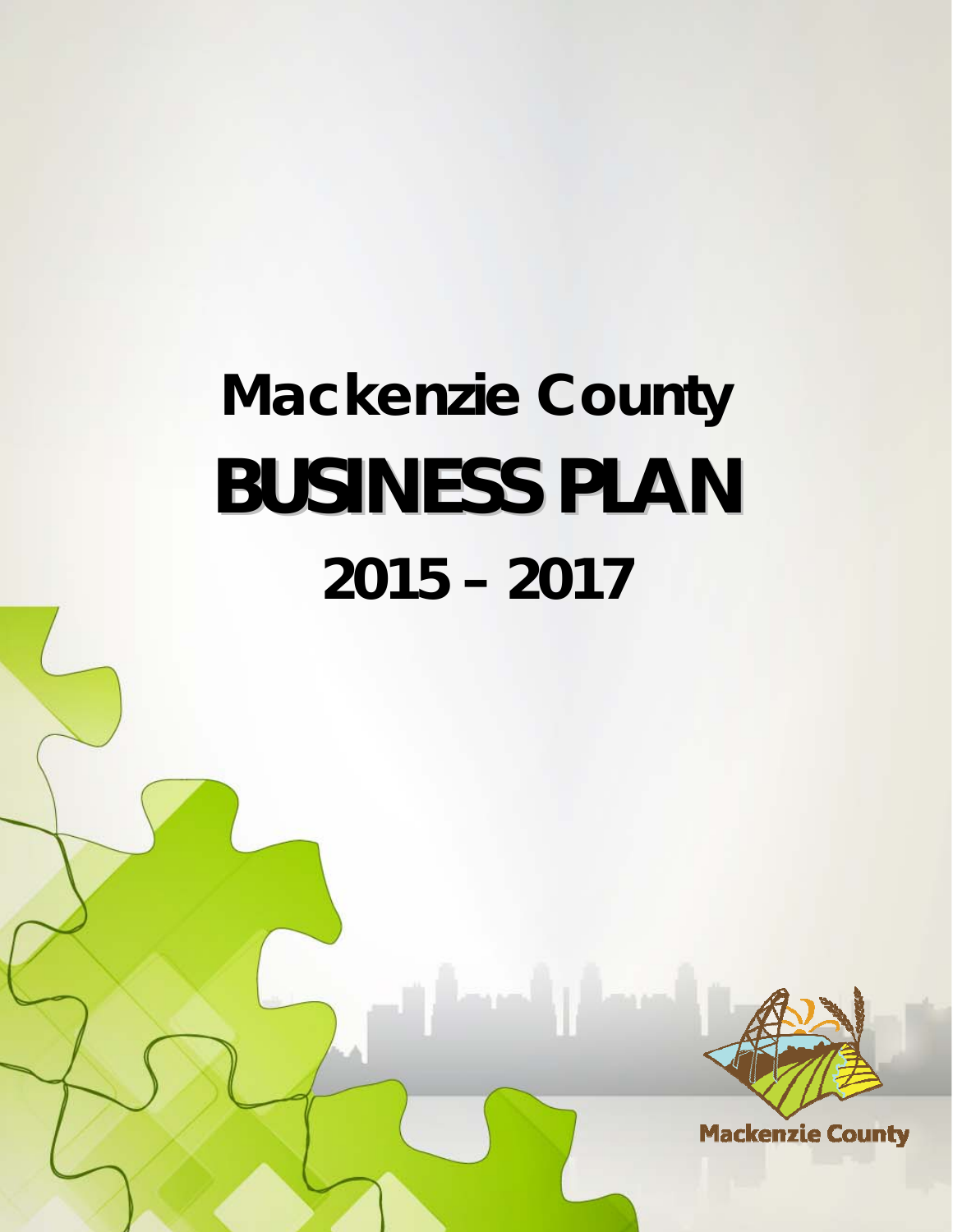# Mackenzie County

# BUSINESS PLAN

# 2015 – 2017

Mackenzie County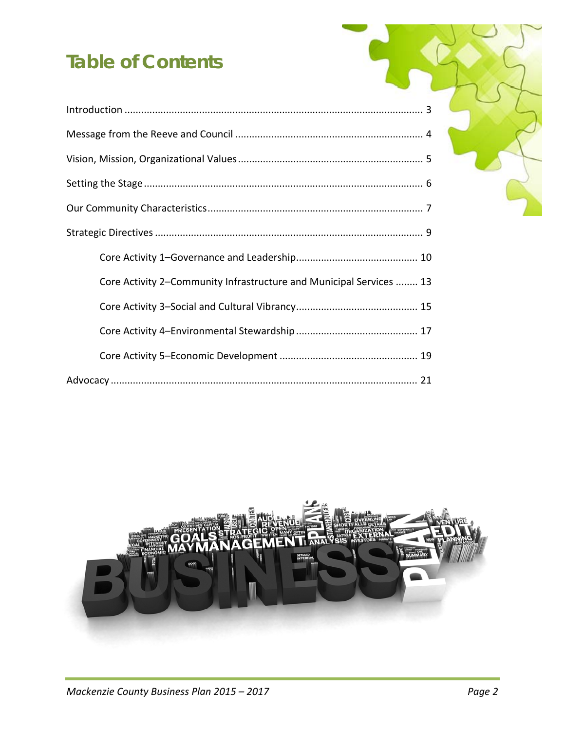# Table of Contents

Introduction ........................................................................................................ 3

Message from the Reeve and Council .................................................................. 4

Vision, Mission, Organizational Values ................................................................. 5

Setting the Stage ................................................................................................. 6

Our Community Characteristics ........................................................................... 7

Strategic Directives .............................................................................................. 9

- Core Activity 1–Governance and Leadership ........................................... 10
- Core Activity 2–Community Infrastructure and Municipal Services ........ 13
- Core Activity 3–Social and Cultural Vibrancy ........................................... 15
- Core Activity 4–Environmental Stewardship ........................................... 17
- Core Activity 5–Economic Development ................................................. 19

Advocacy ............................................................................................................ 21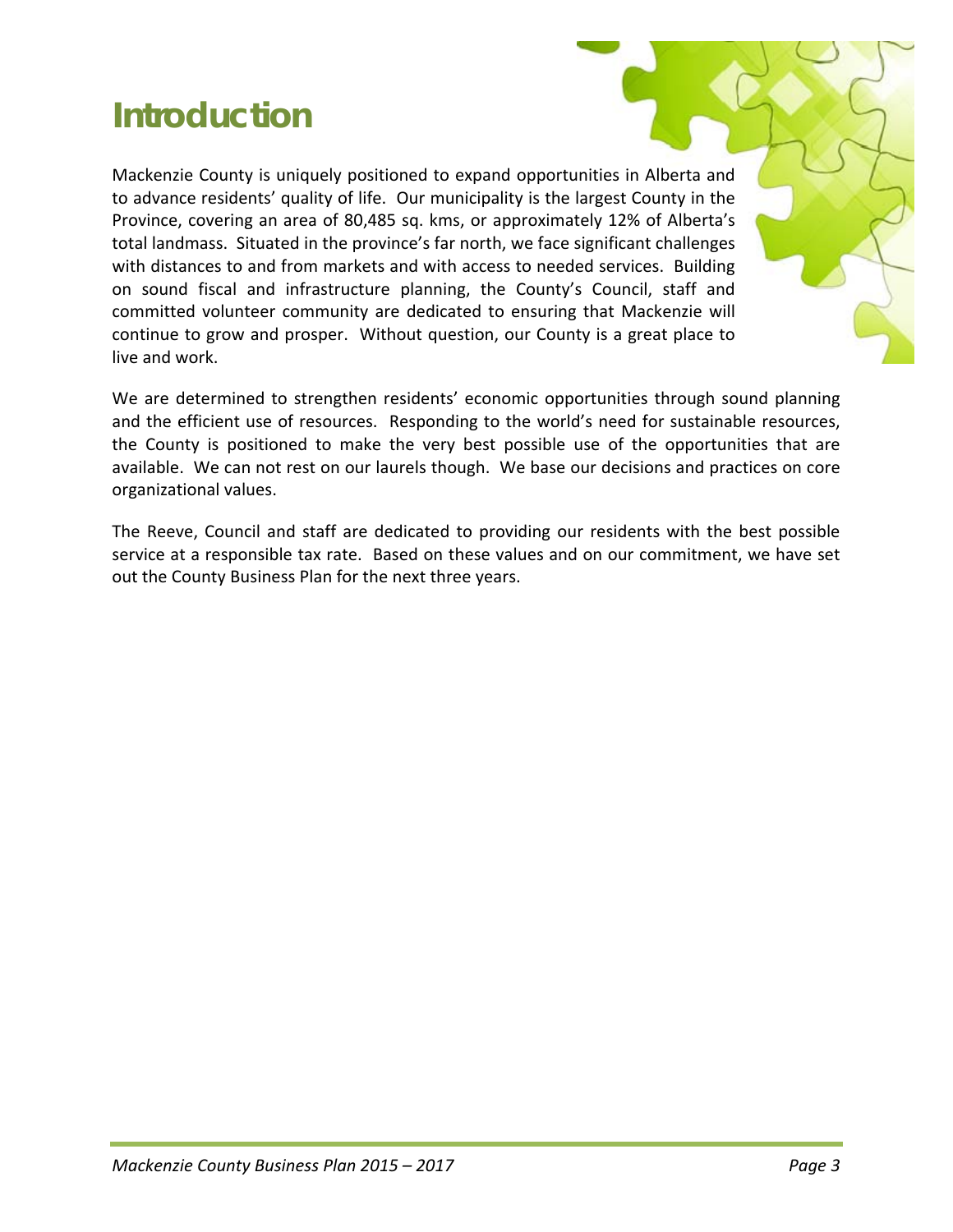# Introduction

Mackenzie County is uniquely positioned to expand opportunities in Alberta and to advance residents' quality of life. Our municipality is the largest County in the Province, covering an area of 80,485 sq. kms, or approximately 12% of Alberta's total landmass. Situated in the province's far north, we face significant challenges with distances to and from markets and with access to needed services. Building on sound fiscal and infrastructure planning, the County's Council, staff and committed volunteer community are dedicated to ensuring that Mackenzie will continue to grow and prosper. Without question, our County is a great place to live and work.

We are determined to strengthen residents' economic opportunities through sound planning and the efficient use of resources. Responding to the world's need for sustainable resources, the County is positioned to make the very best possible use of the opportunities that are available. We can not rest on our laurels though. We base our decisions and practices on core organizational values.

The Reeve, Council and staff are dedicated to providing our residents with the best possible service at a responsible tax rate. Based on these values and on our commitment, we have set out the County Business Plan for the next three years.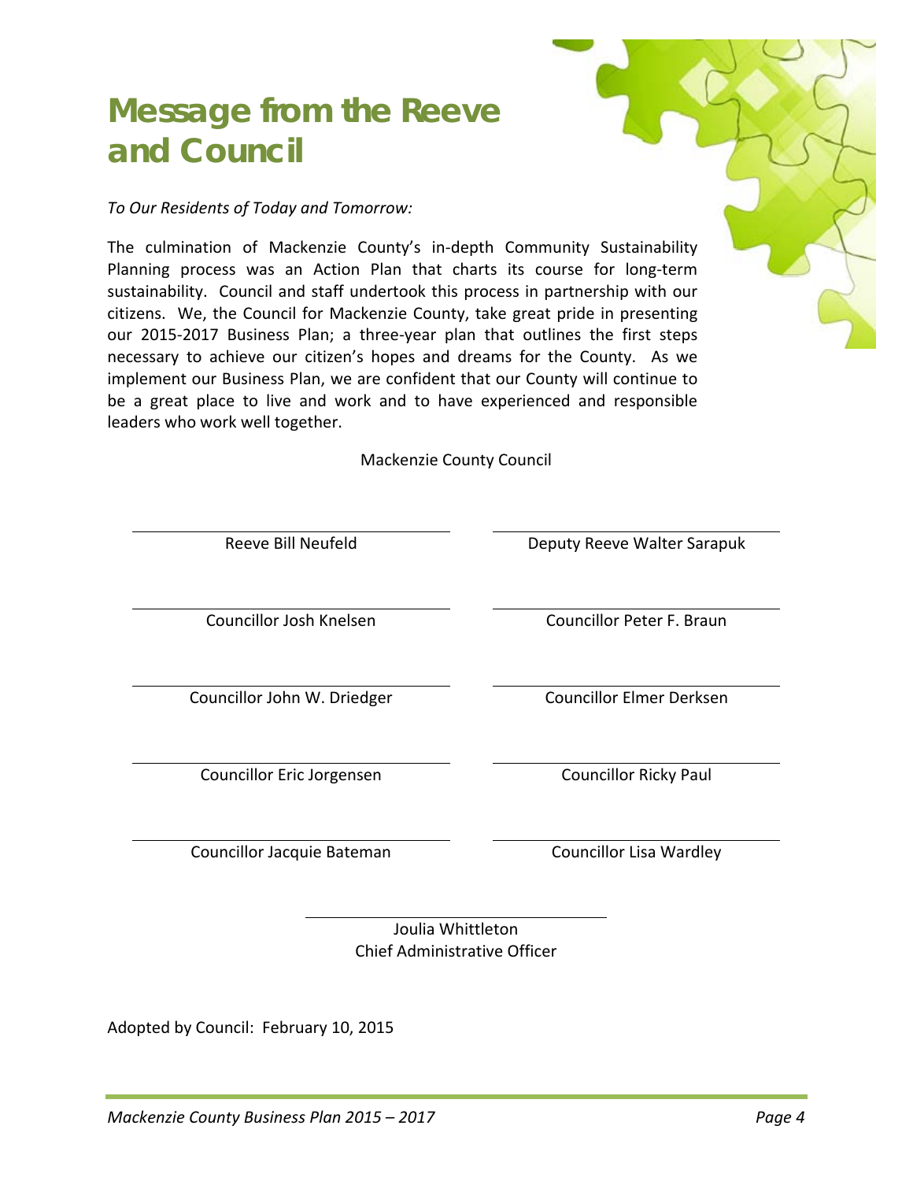# Message from the Reeve and Council

*To Our Residents of Today and Tomorrow:*

The culmination of Mackenzie County's in-depth Community Sustainability Planning process was an Action Plan that charts its course for long-term sustainability. Council and staff undertook this process in partnership with our citizens. We, the Council for Mackenzie County, take great pride in presenting our 2015-2017 Business Plan; a three-year plan that outlines the first steps necessary to achieve our citizen's hopes and dreams for the County. As we implement our Business Plan, we are confident that our County will continue to be a great place to live and work and to have experienced and responsible leaders who work well together.

Mackenzie County Council

| | |
|---|---|
| Reeve Bill Neufeld | Deputy Reeve Walter Sarapuk |
| Councillor Josh Knelsen | Councillor Peter F. Braun |
| Councillor John W. Driedger | Councillor Elmer Derksen |
| Councillor Eric Jorgensen | Councillor Ricky Paul |
| Councillor Jacquie Bateman | Councillor Lisa Wardley |

Joulia Whittleton
Chief Administrative Officer

Adopted by Council: February 10, 2015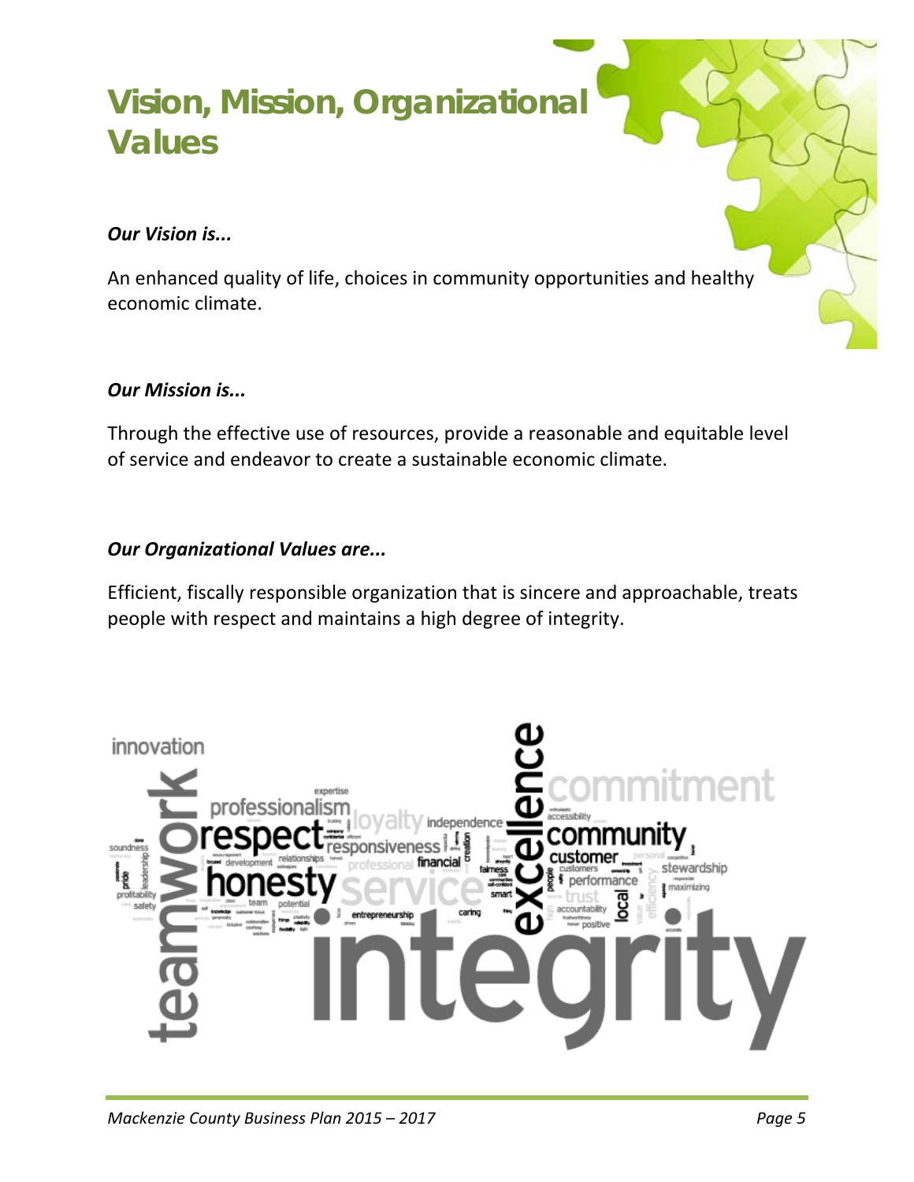# Vision, Mission, Organizational Values

***Our Vision is...***

An enhanced quality of life, choices in community opportunities and healthy economic climate.

***Our Mission is...***

Through the effective use of resources, provide a reasonable and equitable level of service and endeavor to create a sustainable economic climate.

***Our Organizational Values are...***

Efficient, fiscally responsible organization that is sincere and approachable, treats people with respect and maintains a high degree of integrity.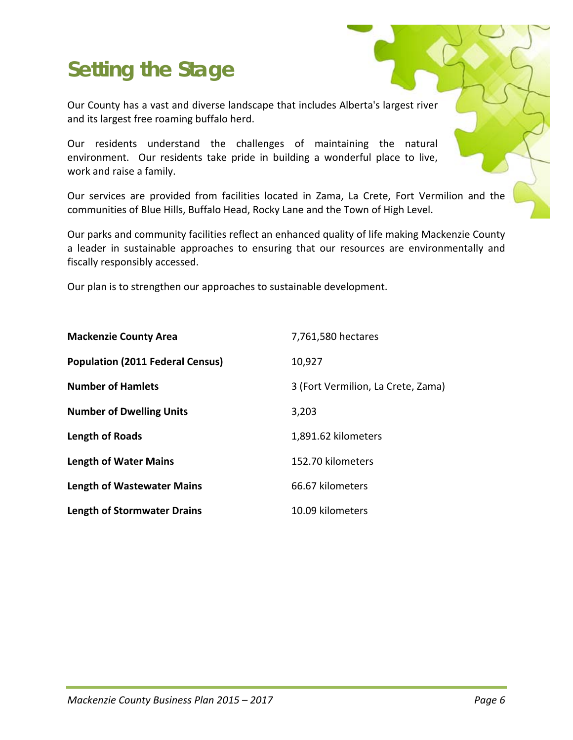# Setting the Stage

Our County has a vast and diverse landscape that includes Alberta's largest river and its largest free roaming buffalo herd.

Our residents understand the challenges of maintaining the natural environment. Our residents take pride in building a wonderful place to live, work and raise a family.

Our services are provided from facilities located in Zama, La Crete, Fort Vermilion and the communities of Blue Hills, Buffalo Head, Rocky Lane and the Town of High Level.

Our parks and community facilities reflect an enhanced quality of life making Mackenzie County a leader in sustainable approaches to ensuring that our resources are environmentally and fiscally responsibly accessed.

Our plan is to strengthen our approaches to sustainable development.

| | |
|---|---|
| **Mackenzie County Area** | 7,761,580 hectares |
| **Population (2011 Federal Census)** | 10,927 |
| **Number of Hamlets** | 3 (Fort Vermilion, La Crete, Zama) |
| **Number of Dwelling Units** | 3,203 |
| **Length of Roads** | 1,891.62 kilometers |
| **Length of Water Mains** | 152.70 kilometers |
| **Length of Wastewater Mains** | 66.67 kilometers |
| **Length of Stormwater Drains** | 10.09 kilometers |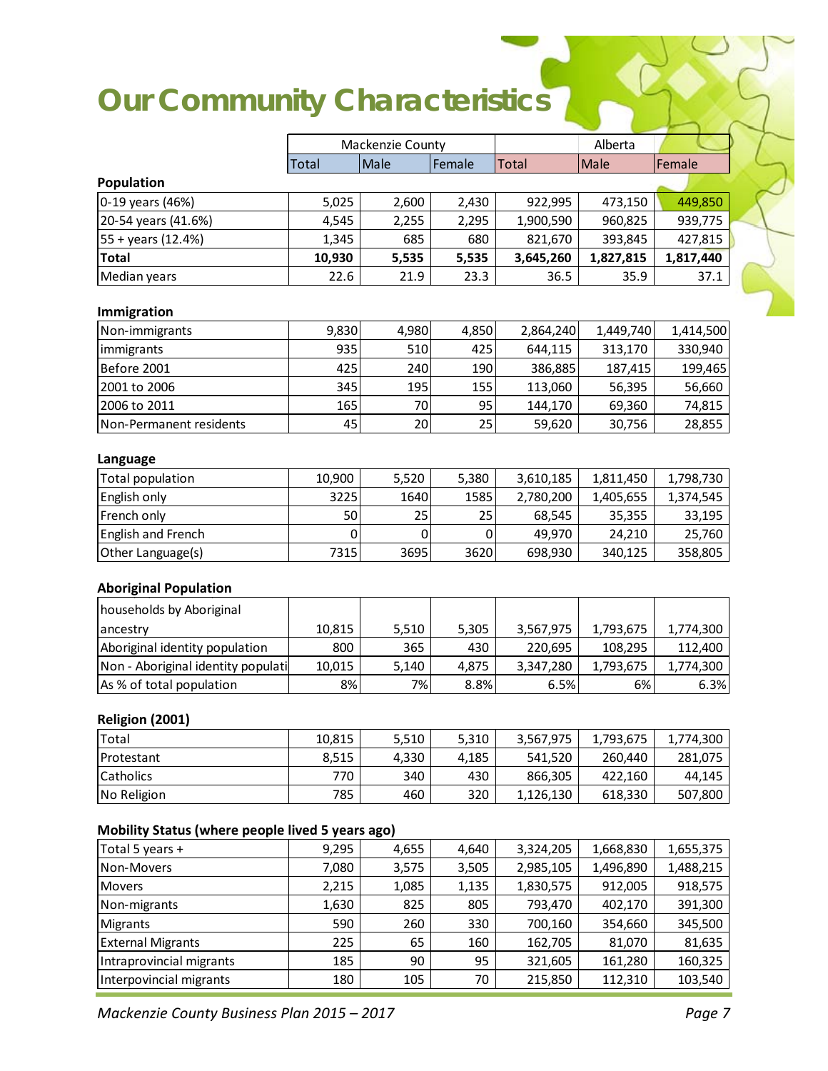# Our Community Characteristics

| | Mackenzie County | | | Alberta | | |
|---|---|---|---|---|---|---|
| | Total | Male | Female | Total | Male | Female |
| **Population** | | | | | | |
| 0-19 years (46%) | 5,025 | 2,600 | 2,430 | 922,995 | 473,150 | 449,850 |
| 20-54 years (41.6%) | 4,545 | 2,255 | 2,295 | 1,900,590 | 960,825 | 939,775 |
| 55 + years (12.4%) | 1,345 | 685 | 680 | 821,670 | 393,845 | 427,815 |
| **Total** | **10,930** | **5,535** | **5,535** | **3,645,260** | **1,827,815** | **1,817,440** |
| Median years | 22.6 | 21.9 | 23.3 | 36.5 | 35.9 | 37.1 |
| **Immigration** | | | | | | |
| Non-immigrants | 9,830 | 4,980 | 4,850 | 2,864,240 | 1,449,740 | 1,414,500 |
| immigrants | 935 | 510 | 425 | 644,115 | 313,170 | 330,940 |
| Before 2001 | 425 | 240 | 190 | 386,885 | 187,415 | 199,465 |
| 2001 to 2006 | 345 | 195 | 155 | 113,060 | 56,395 | 56,660 |
| 2006 to 2011 | 165 | 70 | 95 | 144,170 | 69,360 | 74,815 |
| Non-Permanent residents | 45 | 20 | 25 | 59,620 | 30,756 | 28,855 |
| **Language** | | | | | | |
| Total population | 10,900 | 5,520 | 5,380 | 3,610,185 | 1,811,450 | 1,798,730 |
| English only | 3225 | 1640 | 1585 | 2,780,200 | 1,405,655 | 1,374,545 |
| French only | 50 | 25 | 25 | 68,545 | 35,355 | 33,195 |
| English and French | 0 | 0 | 0 | 49,970 | 24,210 | 25,760 |
| Other Language(s) | 7315 | 3695 | 3620 | 698,930 | 340,125 | 358,805 |
| **Aboriginal Population** | | | | | | |
| households by Aboriginal ancestry | 10,815 | 5,510 | 5,305 | 3,567,975 | 1,793,675 | 1,774,300 |
| Aboriginal identity population | 800 | 365 | 430 | 220,695 | 108,295 | 112,400 |
| Non - Aboriginal identity populati | 10,015 | 5,140 | 4,875 | 3,347,280 | 1,793,675 | 1,774,300 |
| As % of total population | 8% | 7% | 8.8% | 6.5% | 6% | 6.3% |
| **Religion (2001)** | | | | | | |
| Total | 10,815 | 5,510 | 5,310 | 3,567,975 | 1,793,675 | 1,774,300 |
| Protestant | 8,515 | 4,330 | 4,185 | 541,520 | 260,440 | 281,075 |
| Catholics | 770 | 340 | 430 | 866,305 | 422,160 | 44,145 |
| No Religion | 785 | 460 | 320 | 1,126,130 | 618,330 | 507,800 |
| **Mobility Status (where people lived 5 years ago)** | | | | | | |
| Total 5 years + | 9,295 | 4,655 | 4,640 | 3,324,205 | 1,668,830 | 1,655,375 |
| Non-Movers | 7,080 | 3,575 | 3,505 | 2,985,105 | 1,496,890 | 1,488,215 |
| Movers | 2,215 | 1,085 | 1,135 | 1,830,575 | 912,005 | 918,575 |
| Non-migrants | 1,630 | 825 | 805 | 793,470 | 402,170 | 391,300 |
| Migrants | 590 | 260 | 330 | 700,160 | 354,660 | 345,500 |
| External Migrants | 225 | 65 | 160 | 162,705 | 81,070 | 81,635 |
| Intraprovincial migrants | 185 | 90 | 95 | 321,605 | 161,280 | 160,325 |
| Interpovincial migrants | 180 | 105 | 70 | 215,850 | 112,310 | 103,540 |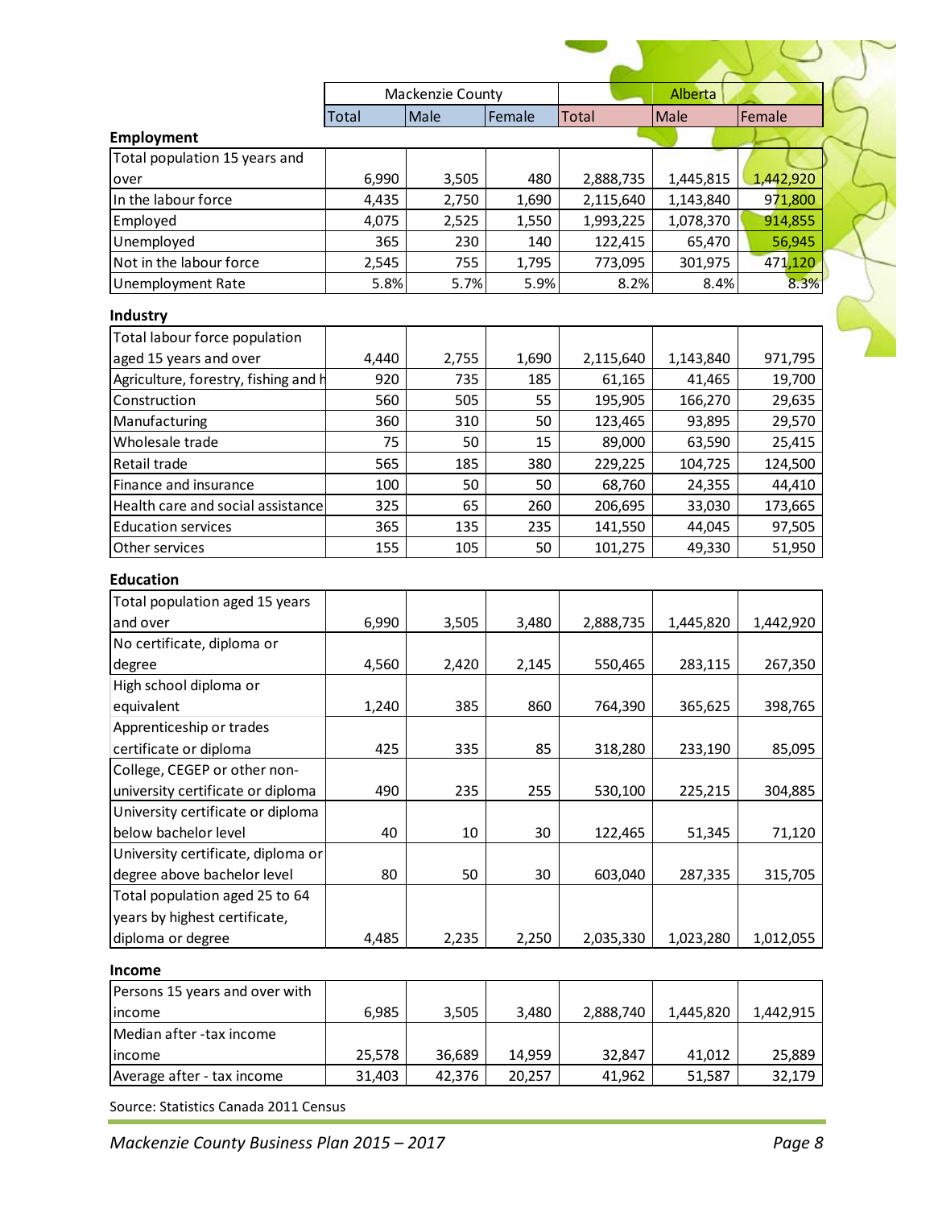| | Mackenzie County | | | Alberta | | |
|---|---|---|---|---|---|---|
| | Total | Male | Female | Total | Male | Female |
| **Employment** | | | | | | |
| Total population 15 years and over | 6,990 | 3,505 | 480 | 2,888,735 | 1,445,815 | 1,442,920 |
| In the labour force | 4,435 | 2,750 | 1,690 | 2,115,640 | 1,143,840 | 971,800 |
| Employed | 4,075 | 2,525 | 1,550 | 1,993,225 | 1,078,370 | 914,855 |
| Unemployed | 365 | 230 | 140 | 122,415 | 65,470 | 56,945 |
| Not in the labour force | 2,545 | 755 | 1,795 | 773,095 | 301,975 | 471,120 |
| Unemployment Rate | 5.8% | 5.7% | 5.9% | 8.2% | 8.4% | 8.3% |
| **Industry** | | | | | | |
| Total labour force population aged 15 years and over | 4,440 | 2,755 | 1,690 | 2,115,640 | 1,143,840 | 971,795 |
| Agriculture, forestry, fishing and h | 920 | 735 | 185 | 61,165 | 41,465 | 19,700 |
| Construction | 560 | 505 | 55 | 195,905 | 166,270 | 29,635 |
| Manufacturing | 360 | 310 | 50 | 123,465 | 93,895 | 29,570 |
| Wholesale trade | 75 | 50 | 15 | 89,000 | 63,590 | 25,415 |
| Retail trade | 565 | 185 | 380 | 229,225 | 104,725 | 124,500 |
| Finance and insurance | 100 | 50 | 50 | 68,760 | 24,355 | 44,410 |
| Health care and social assistance | 325 | 65 | 260 | 206,695 | 33,030 | 173,665 |
| Education services | 365 | 135 | 235 | 141,550 | 44,045 | 97,505 |
| Other services | 155 | 105 | 50 | 101,275 | 49,330 | 51,950 |
| **Education** | | | | | | |
| Total population aged 15 years and over | 6,990 | 3,505 | 3,480 | 2,888,735 | 1,445,820 | 1,442,920 |
| No certificate, diploma or degree | 4,560 | 2,420 | 2,145 | 550,465 | 283,115 | 267,350 |
| High school diploma or equivalent | 1,240 | 385 | 860 | 764,390 | 365,625 | 398,765 |
| Apprenticeship or trades certificate or diploma | 425 | 335 | 85 | 318,280 | 233,190 | 85,095 |
| College, CEGEP or other non-university certificate or diploma | 490 | 235 | 255 | 530,100 | 225,215 | 304,885 |
| University certificate or diploma below bachelor level | 40 | 10 | 30 | 122,465 | 51,345 | 71,120 |
| University certificate, diploma or degree above bachelor level | 80 | 50 | 30 | 603,040 | 287,335 | 315,705 |
| Total population aged 25 to 64 years by highest certificate, diploma or degree | 4,485 | 2,235 | 2,250 | 2,035,330 | 1,023,280 | 1,012,055 |
| **Income** | | | | | | |
| Persons 15 years and over with income | 6,985 | 3,505 | 3,480 | 2,888,740 | 1,445,820 | 1,442,915 |
| Median after -tax income income | 25,578 | 36,689 | 14,959 | 32,847 | 41,012 | 25,889 |
| Average after - tax income | 31,403 | 42,376 | 20,257 | 41,962 | 51,587 | 32,179 |

Source: Statistics Canada 2011 Census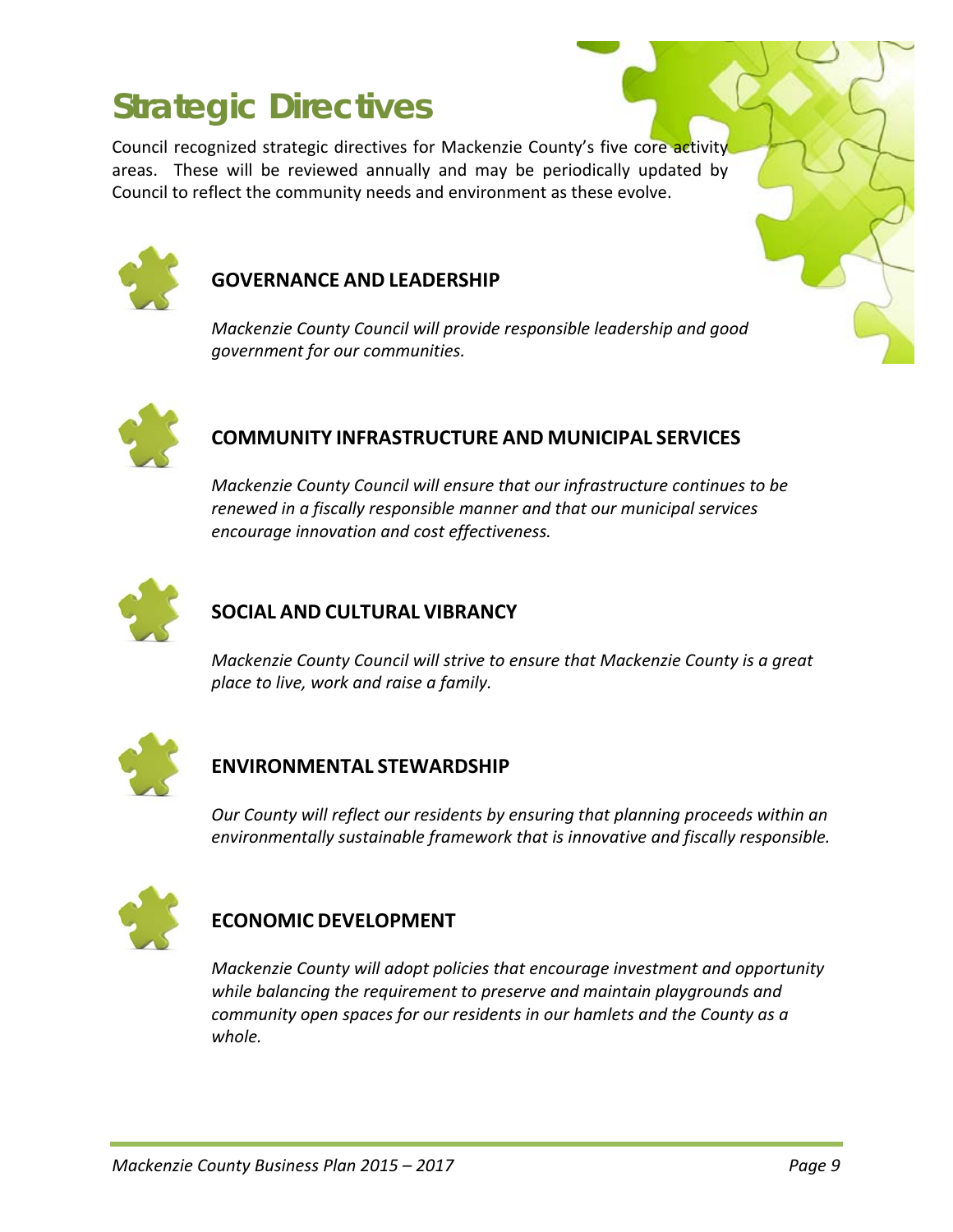# Strategic Directives

Council recognized strategic directives for Mackenzie County's five core activity areas. These will be reviewed annually and may be periodically updated by Council to reflect the community needs and environment as these evolve.

## GOVERNANCE AND LEADERSHIP

*Mackenzie County Council will provide responsible leadership and good government for our communities.*

## COMMUNITY INFRASTRUCTURE AND MUNICIPAL SERVICES

*Mackenzie County Council will ensure that our infrastructure continues to be renewed in a fiscally responsible manner and that our municipal services encourage innovation and cost effectiveness.*

## SOCIAL AND CULTURAL VIBRANCY

*Mackenzie County Council will strive to ensure that Mackenzie County is a great place to live, work and raise a family.*

## ENVIRONMENTAL STEWARDSHIP

*Our County will reflect our residents by ensuring that planning proceeds within an environmentally sustainable framework that is innovative and fiscally responsible.*

## ECONOMIC DEVELOPMENT

*Mackenzie County will adopt policies that encourage investment and opportunity while balancing the requirement to preserve and maintain playgrounds and community open spaces for our residents in our hamlets and the County as a whole.*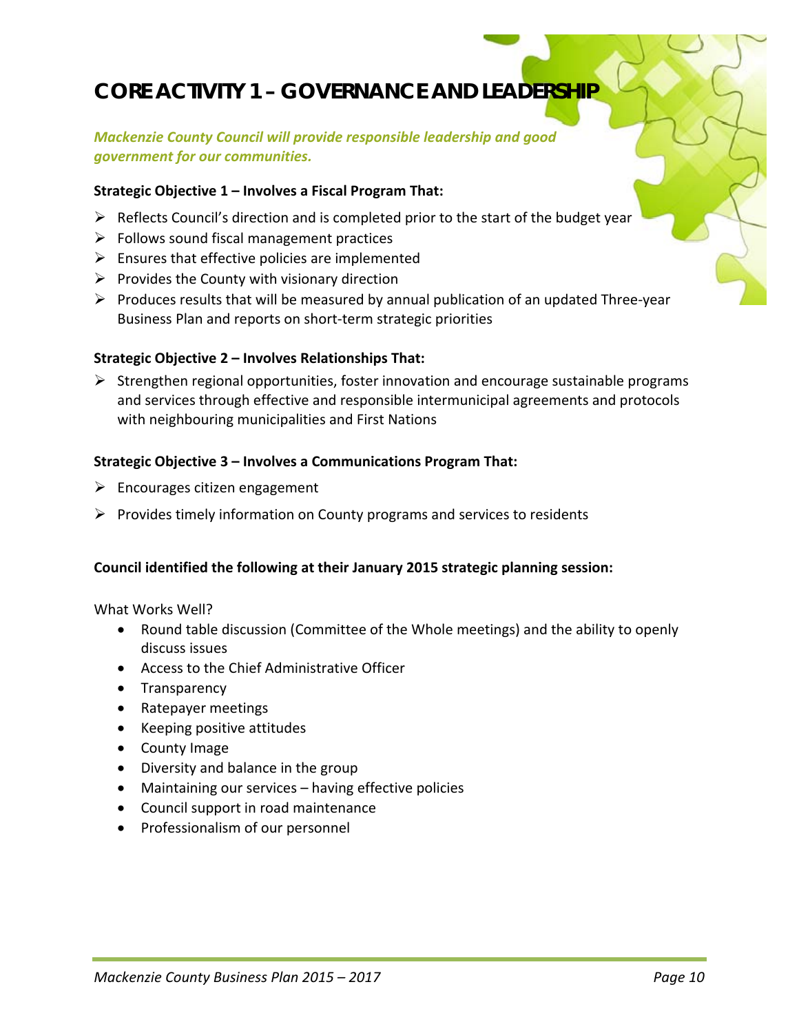# CORE ACTIVITY 1 – GOVERNANCE AND LEADERSHIP

***Mackenzie County Council will provide responsible leadership and good government for our communities.***

**Strategic Objective 1 – Involves a Fiscal Program That:**

- Reflects Council's direction and is completed prior to the start of the budget year
- Follows sound fiscal management practices
- Ensures that effective policies are implemented
- Provides the County with visionary direction
- Produces results that will be measured by annual publication of an updated Three-year Business Plan and reports on short-term strategic priorities

**Strategic Objective 2 – Involves Relationships That:**

- Strengthen regional opportunities, foster innovation and encourage sustainable programs and services through effective and responsible intermunicipal agreements and protocols with neighbouring municipalities and First Nations

**Strategic Objective 3 – Involves a Communications Program That:**

- Encourages citizen engagement
- Provides timely information on County programs and services to residents

**Council identified the following at their January 2015 strategic planning session:**

What Works Well?

- Round table discussion (Committee of the Whole meetings) and the ability to openly discuss issues
- Access to the Chief Administrative Officer
- Transparency
- Ratepayer meetings
- Keeping positive attitudes
- County Image
- Diversity and balance in the group
- Maintaining our services – having effective policies
- Council support in road maintenance
- Professionalism of our personnel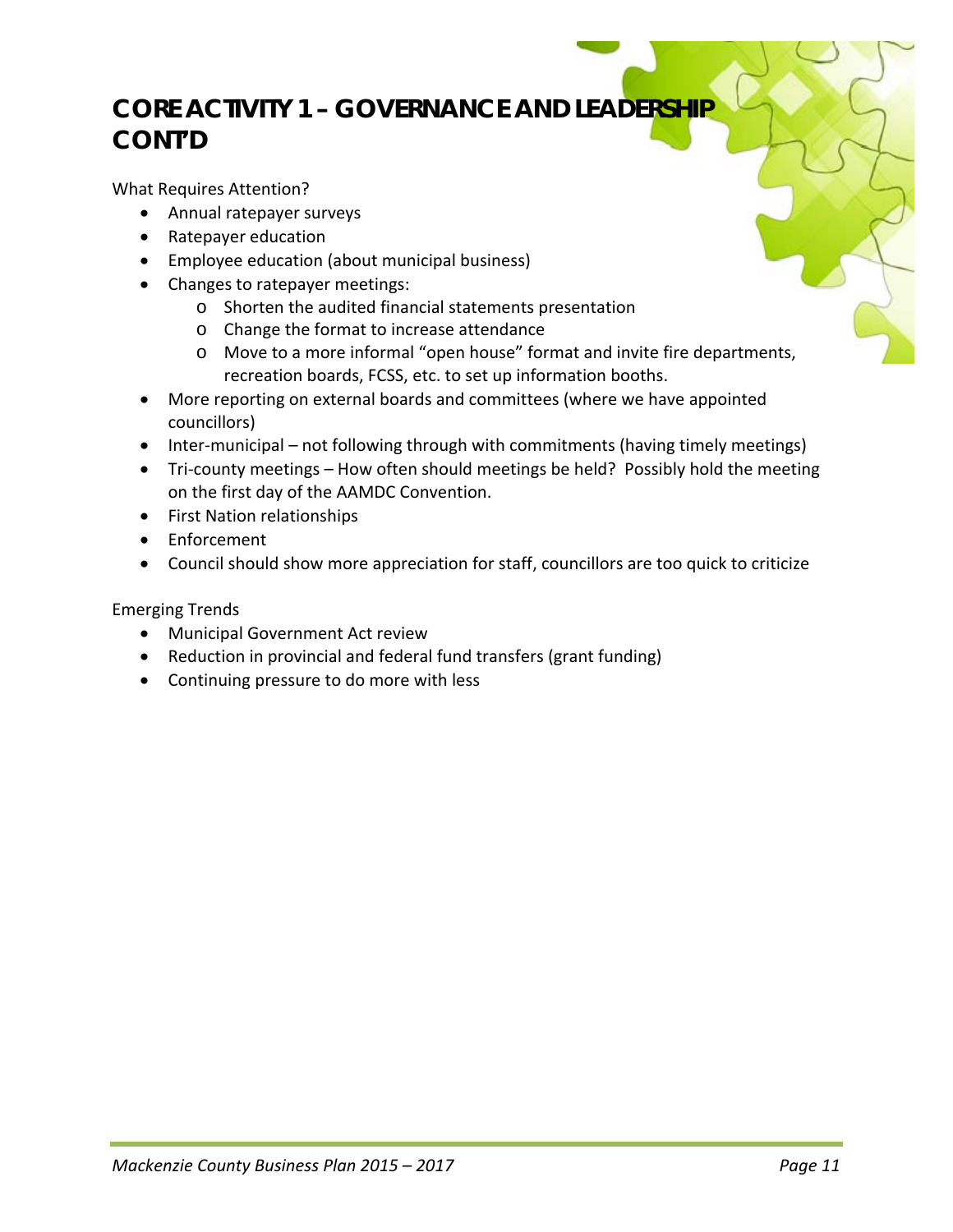# CORE ACTIVITY 1 – GOVERNANCE AND LEADERSHIP CONT'D

What Requires Attention?

- Annual ratepayer surveys
- Ratepayer education
- Employee education (about municipal business)
- Changes to ratepayer meetings:
  - Shorten the audited financial statements presentation
  - Change the format to increase attendance
  - Move to a more informal "open house" format and invite fire departments, recreation boards, FCSS, etc. to set up information booths.
- More reporting on external boards and committees (where we have appointed councillors)
- Inter-municipal – not following through with commitments (having timely meetings)
- Tri-county meetings – How often should meetings be held? Possibly hold the meeting on the first day of the AAMDC Convention.
- First Nation relationships
- Enforcement
- Council should show more appreciation for staff, councillors are too quick to criticize

Emerging Trends

- Municipal Government Act review
- Reduction in provincial and federal fund transfers (grant funding)
- Continuing pressure to do more with less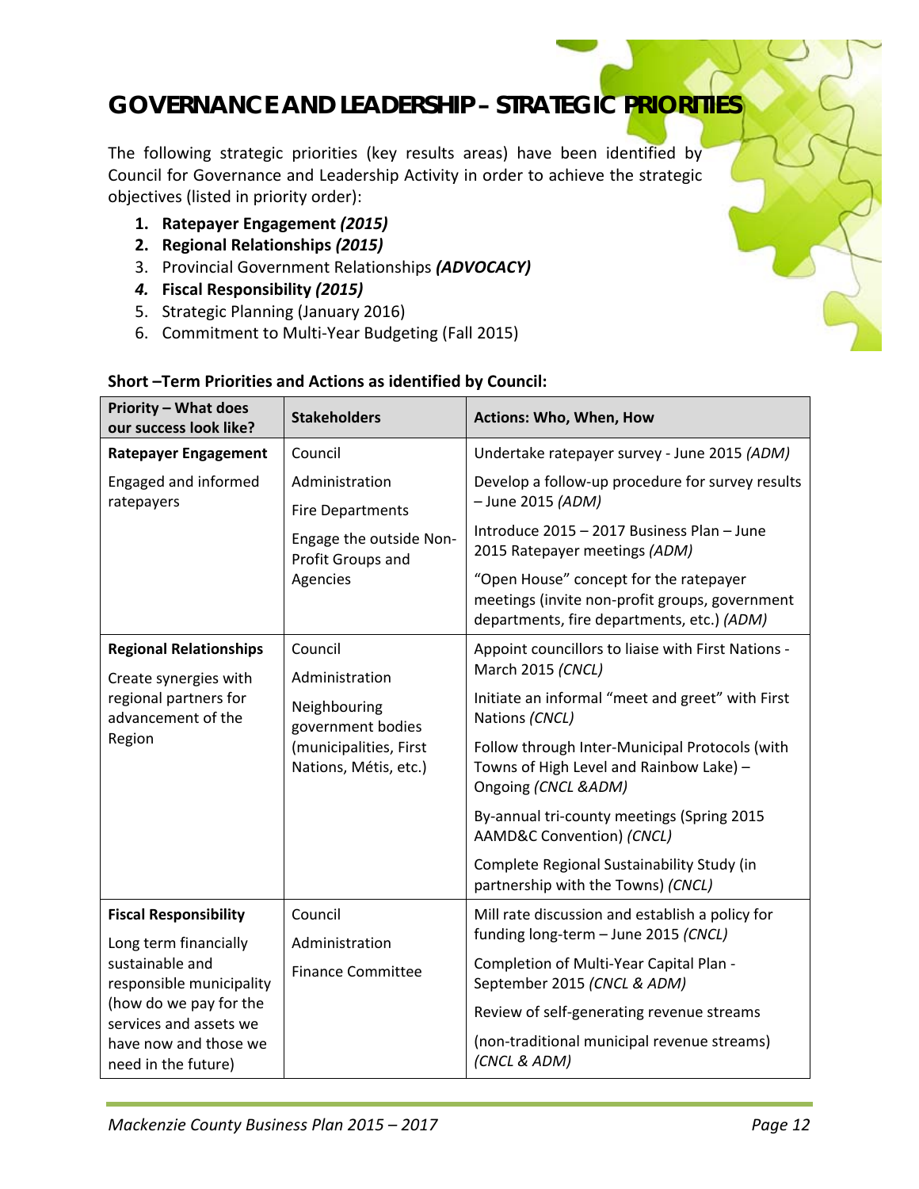# GOVERNANCE AND LEADERSHIP – STRATEGIC PRIORITIES

The following strategic priorities (key results areas) have been identified by Council for Governance and Leadership Activity in order to achieve the strategic objectives (listed in priority order):

1. **Ratepayer Engagement *(2015)***
2. **Regional Relationships *(2015)***
3. Provincial Government Relationships ***(ADVOCACY)***
4. ***Fiscal Responsibility (2015)***
5. Strategic Planning (January 2016)
6. Commitment to Multi-Year Budgeting (Fall 2015)

**Short –Term Priorities and Actions as identified by Council:**

| Priority – What does our success look like? | Stakeholders | Actions: Who, When, How |
|---|---|---|
| **Ratepayer Engagement** | Council | Undertake ratepayer survey - June 2015 *(ADM)* |
| Engaged and informed ratepayers | Administration<br>Fire Departments<br>Engage the outside Non-Profit Groups and Agencies | Develop a follow-up procedure for survey results – June 2015 *(ADM)*<br>Introduce 2015 – 2017 Business Plan – June 2015 Ratepayer meetings *(ADM)*<br>"Open House" concept for the ratepayer meetings (invite non-profit groups, government departments, fire departments, etc.) *(ADM)* |
| **Regional Relationships** | Council | Appoint councillors to liaise with First Nations - March 2015 *(CNCL)* |
| Create synergies with regional partners for advancement of the Region | Administration<br>Neighbouring government bodies (municipalities, First Nations, Métis, etc.) | Initiate an informal "meet and greet" with First Nations *(CNCL)*<br>Follow through Inter-Municipal Protocols (with Towns of High Level and Rainbow Lake) – Ongoing *(CNCL &ADM)*<br>By-annual tri-county meetings (Spring 2015 AAMD&C Convention) *(CNCL)*<br>Complete Regional Sustainability Study (in partnership with the Towns) *(CNCL)* |
| **Fiscal Responsibility** | Council | Mill rate discussion and establish a policy for funding long-term – June 2015 *(CNCL)* |
| Long term financially sustainable and responsible municipality (how do we pay for the services and assets we have now and those we need in the future) | Administration<br>Finance Committee | Completion of Multi-Year Capital Plan - September 2015 *(CNCL & ADM)*<br>Review of self-generating revenue streams<br>(non-traditional municipal revenue streams) *(CNCL & ADM)* |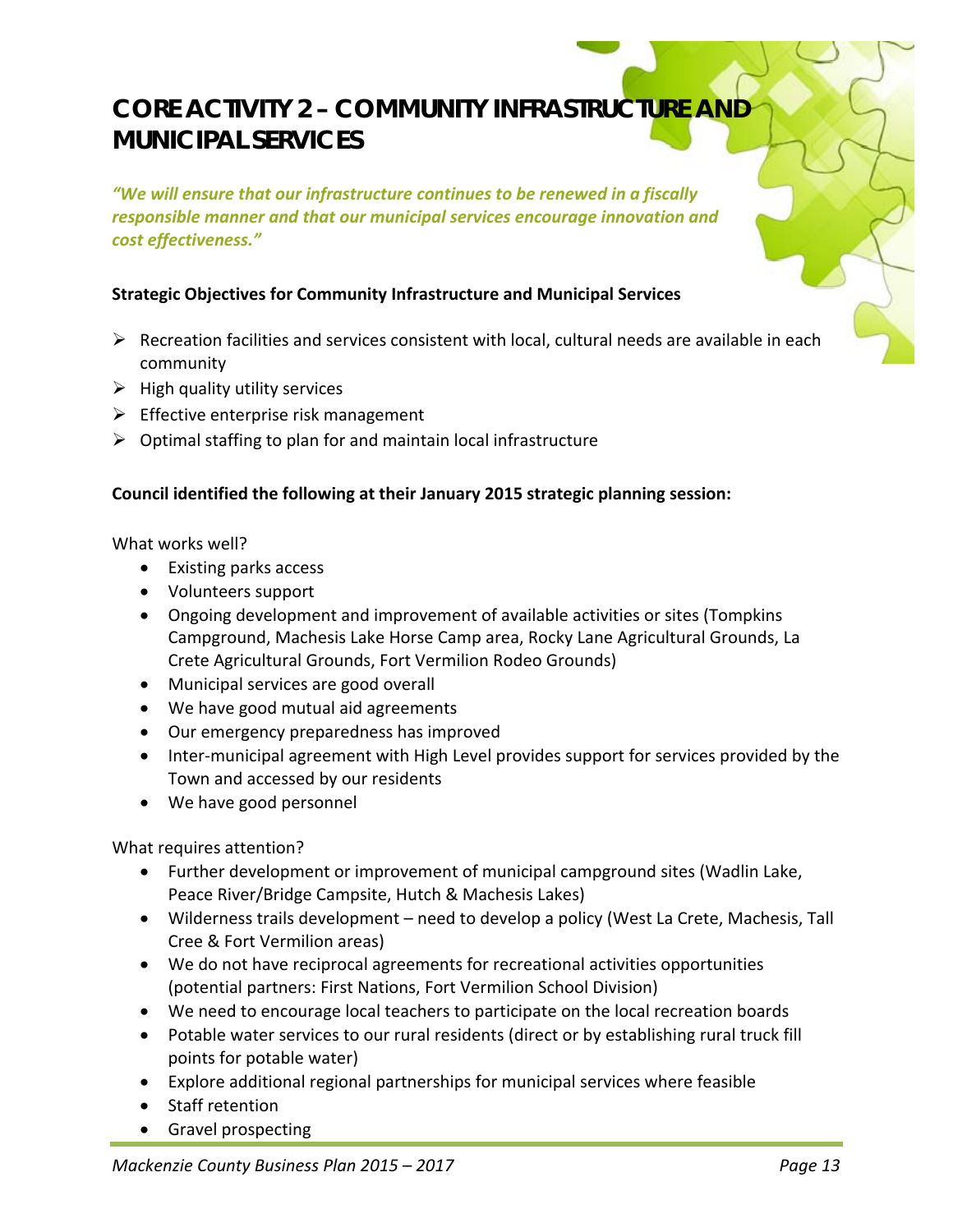# CORE ACTIVITY 2 – COMMUNITY INFRASTRUCTURE AND MUNICIPAL SERVICES

*"We will ensure that our infrastructure continues to be renewed in a fiscally responsible manner and that our municipal services encourage innovation and cost effectiveness."*

**Strategic Objectives for Community Infrastructure and Municipal Services**

- Recreation facilities and services consistent with local, cultural needs are available in each community
- High quality utility services
- Effective enterprise risk management
- Optimal staffing to plan for and maintain local infrastructure

**Council identified the following at their January 2015 strategic planning session:**

What works well?

- Existing parks access
- Volunteers support
- Ongoing development and improvement of available activities or sites (Tompkins Campground, Machesis Lake Horse Camp area, Rocky Lane Agricultural Grounds, La Crete Agricultural Grounds, Fort Vermilion Rodeo Grounds)
- Municipal services are good overall
- We have good mutual aid agreements
- Our emergency preparedness has improved
- Inter-municipal agreement with High Level provides support for services provided by the Town and accessed by our residents
- We have good personnel

What requires attention?

- Further development or improvement of municipal campground sites (Wadlin Lake, Peace River/Bridge Campsite, Hutch & Machesis Lakes)
- Wilderness trails development – need to develop a policy (West La Crete, Machesis, Tall Cree & Fort Vermilion areas)
- We do not have reciprocal agreements for recreational activities opportunities (potential partners: First Nations, Fort Vermilion School Division)
- We need to encourage local teachers to participate on the local recreation boards
- Potable water services to our rural residents (direct or by establishing rural truck fill points for potable water)
- Explore additional regional partnerships for municipal services where feasible
- Staff retention
- Gravel prospecting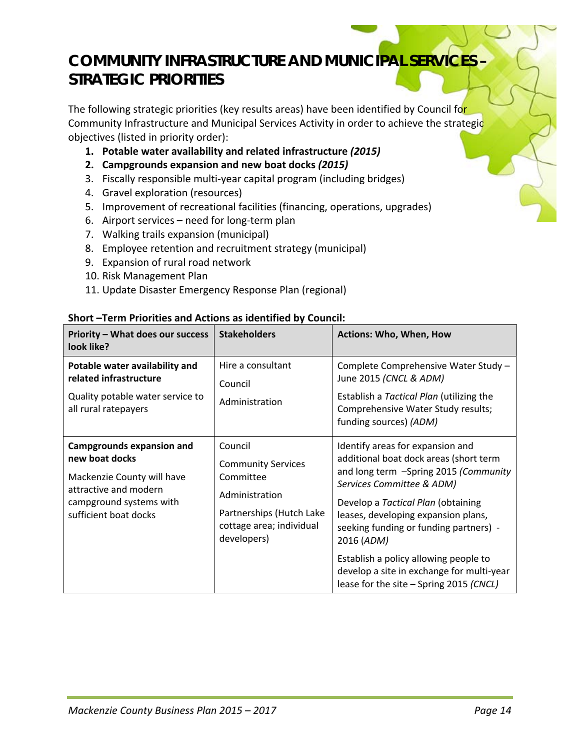# COMMUNITY INFRASTRUCTURE AND MUNICIPAL SERVICES – STRATEGIC PRIORITIES

The following strategic priorities (key results areas) have been identified by Council for Community Infrastructure and Municipal Services Activity in order to achieve the strategic objectives (listed in priority order):

1. **Potable water availability and related infrastructure *(2015)***
2. **Campgrounds expansion and new boat docks *(2015)***
3. Fiscally responsible multi-year capital program (including bridges)
4. Gravel exploration (resources)
5. Improvement of recreational facilities (financing, operations, upgrades)
6. Airport services – need for long-term plan
7. Walking trails expansion (municipal)
8. Employee retention and recruitment strategy (municipal)
9. Expansion of rural road network
10. Risk Management Plan
11. Update Disaster Emergency Response Plan (regional)

**Short –Term Priorities and Actions as identified by Council:**

| Priority – What does our success look like? | Stakeholders | Actions: Who, When, How |
|---|---|---|
| **Potable water availability and related infrastructure**<br><br>Quality potable water service to all rural ratepayers | Hire a consultant<br><br>Council<br><br>Administration | Complete Comprehensive Water Study – June 2015 *(CNCL & ADM)*<br><br>Establish a *Tactical Plan* (utilizing the Comprehensive Water Study results; funding sources) *(ADM)* |
| **Campgrounds expansion and new boat docks**<br><br>Mackenzie County will have attractive and modern campground systems with sufficient boat docks | Council<br><br>Community Services Committee<br><br>Administration<br><br>Partnerships (Hutch Lake cottage area; individual developers) | Identify areas for expansion and additional boat dock areas (short term and long term –Spring 2015 *(Community Services Committee & ADM)*<br><br>Develop a *Tactical Plan* (obtaining leases, developing expansion plans, seeking funding or funding partners) - 2016 *(ADM)*<br><br>Establish a policy allowing people to develop a site in exchange for multi-year lease for the site – Spring 2015 *(CNCL)* |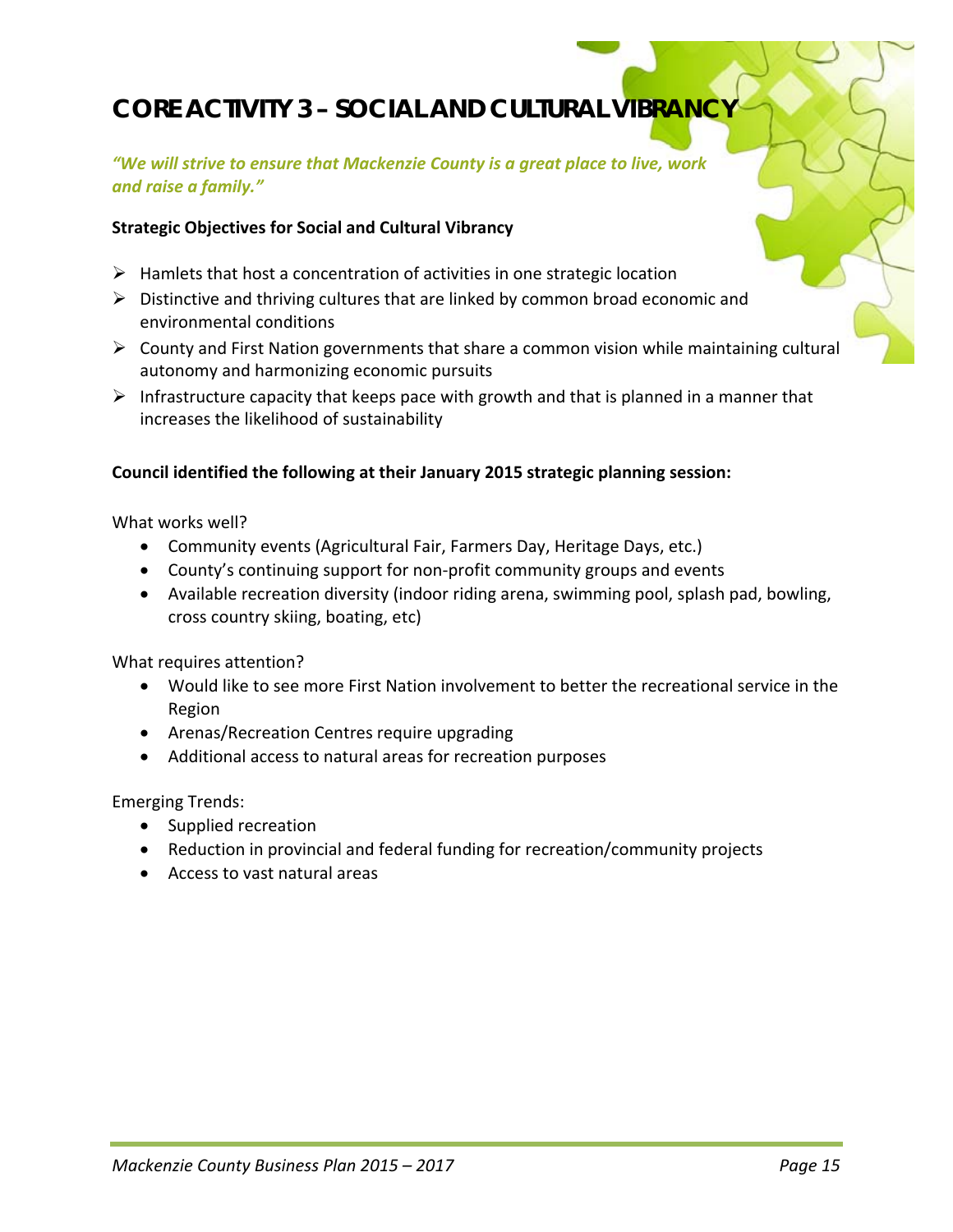# CORE ACTIVITY 3 – SOCIAL AND CULTURAL VIBRANCY

***"We will strive to ensure that Mackenzie County is a great place to live, work and raise a family."***

**Strategic Objectives for Social and Cultural Vibrancy**

- Hamlets that host a concentration of activities in one strategic location
- Distinctive and thriving cultures that are linked by common broad economic and environmental conditions
- County and First Nation governments that share a common vision while maintaining cultural autonomy and harmonizing economic pursuits
- Infrastructure capacity that keeps pace with growth and that is planned in a manner that increases the likelihood of sustainability

**Council identified the following at their January 2015 strategic planning session:**

What works well?

- Community events (Agricultural Fair, Farmers Day, Heritage Days, etc.)
- County's continuing support for non-profit community groups and events
- Available recreation diversity (indoor riding arena, swimming pool, splash pad, bowling, cross country skiing, boating, etc)

What requires attention?

- Would like to see more First Nation involvement to better the recreational service in the Region
- Arenas/Recreation Centres require upgrading
- Additional access to natural areas for recreation purposes

Emerging Trends:

- Supplied recreation
- Reduction in provincial and federal funding for recreation/community projects
- Access to vast natural areas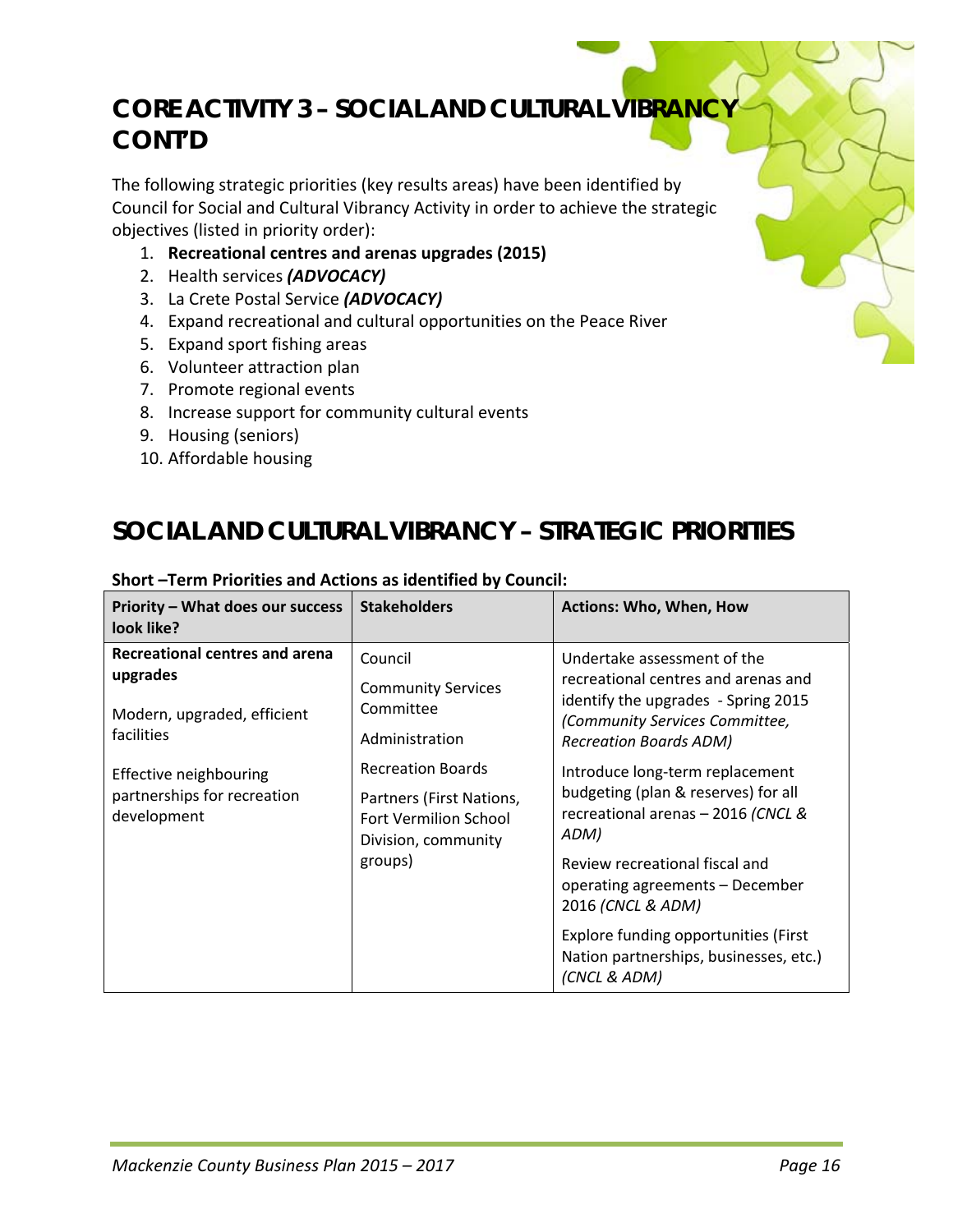# CORE ACTIVITY 3 – SOCIAL AND CULTURAL VIBRANCY CONT'D

The following strategic priorities (key results areas) have been identified by Council for Social and Cultural Vibrancy Activity in order to achieve the strategic objectives (listed in priority order):

1. **Recreational centres and arenas upgrades (2015)**
2. Health services ***(ADVOCACY)***
3. La Crete Postal Service ***(ADVOCACY)***
4. Expand recreational and cultural opportunities on the Peace River
5. Expand sport fishing areas
6. Volunteer attraction plan
7. Promote regional events
8. Increase support for community cultural events
9. Housing (seniors)
10. Affordable housing

# SOCIAL AND CULTURAL VIBRANCY – STRATEGIC PRIORITIES

**Short –Term Priorities and Actions as identified by Council:**

| Priority – What does our success look like? | Stakeholders | Actions: Who, When, How |
|---|---|---|
| **Recreational centres and arena upgrades**<br><br>Modern, upgraded, efficient facilities<br><br>Effective neighbouring partnerships for recreation development | Council<br><br>Community Services Committee<br><br>Administration<br><br>Recreation Boards<br><br>Partners (First Nations, Fort Vermilion School Division, community groups) | Undertake assessment of the recreational centres and arenas and identify the upgrades - Spring 2015 *(Community Services Committee, Recreation Boards ADM)*<br><br>Introduce long-term replacement budgeting (plan & reserves) for all recreational arenas – 2016 *(CNCL & ADM)*<br><br>Review recreational fiscal and operating agreements – December 2016 *(CNCL & ADM)*<br><br>Explore funding opportunities (First Nation partnerships, businesses, etc.) *(CNCL & ADM)* |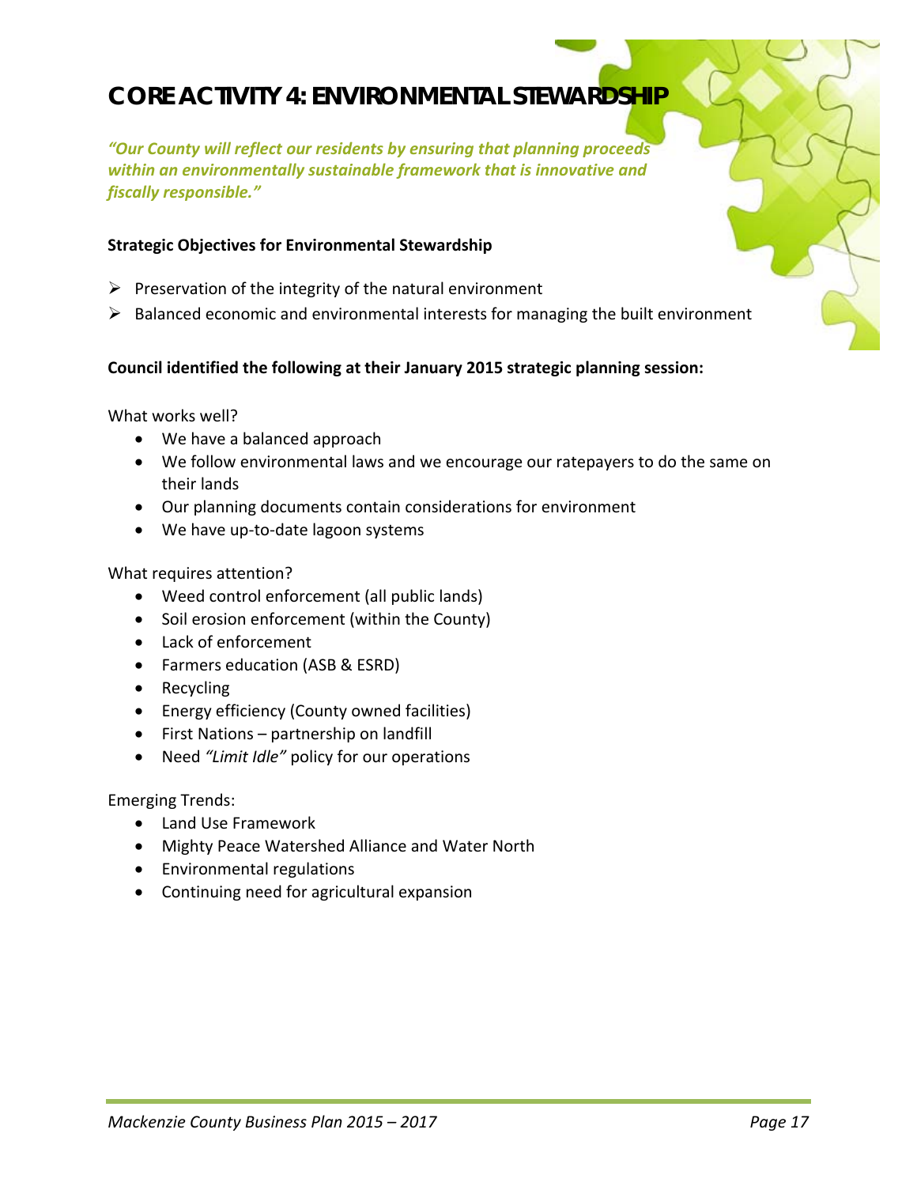# CORE ACTIVITY 4: ENVIRONMENTAL STEWARDSHIP

***"Our County will reflect our residents by ensuring that planning proceeds within an environmentally sustainable framework that is innovative and fiscally responsible."***

**Strategic Objectives for Environmental Stewardship**

- Preservation of the integrity of the natural environment
- Balanced economic and environmental interests for managing the built environment

**Council identified the following at their January 2015 strategic planning session:**

What works well?

- We have a balanced approach
- We follow environmental laws and we encourage our ratepayers to do the same on their lands
- Our planning documents contain considerations for environment
- We have up-to-date lagoon systems

What requires attention?

- Weed control enforcement (all public lands)
- Soil erosion enforcement (within the County)
- Lack of enforcement
- Farmers education (ASB & ESRD)
- Recycling
- Energy efficiency (County owned facilities)
- First Nations – partnership on landfill
- Need *"Limit Idle"* policy for our operations

Emerging Trends:

- Land Use Framework
- Mighty Peace Watershed Alliance and Water North
- Environmental regulations
- Continuing need for agricultural expansion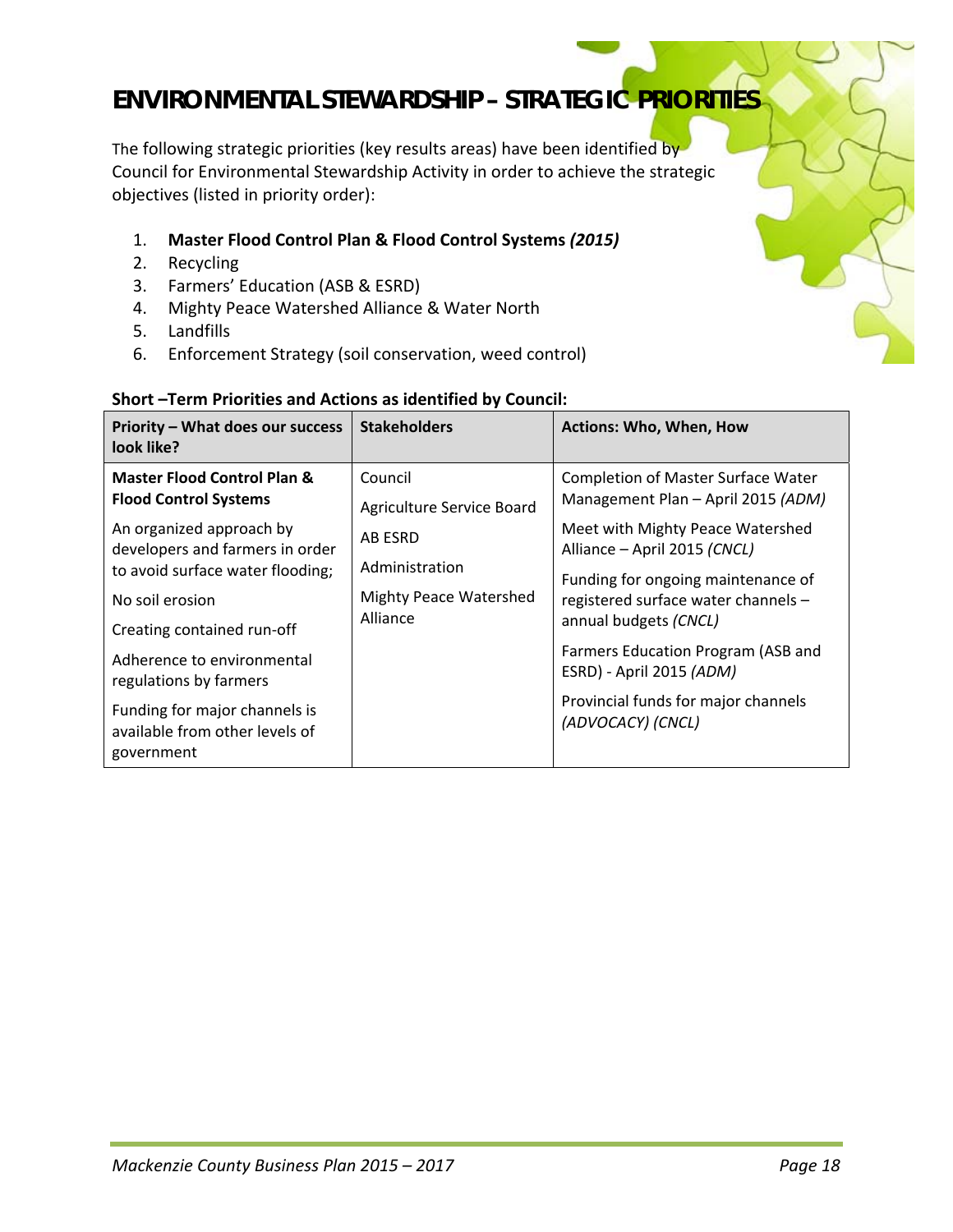# ENVIRONMENTAL STEWARDSHIP – STRATEGIC PRIORITIES

The following strategic priorities (key results areas) have been identified by Council for Environmental Stewardship Activity in order to achieve the strategic objectives (listed in priority order):

1. **Master Flood Control Plan & Flood Control Systems *(2015)***
2. Recycling
3. Farmers' Education (ASB & ESRD)
4. Mighty Peace Watershed Alliance & Water North
5. Landfills
6. Enforcement Strategy (soil conservation, weed control)

**Short –Term Priorities and Actions as identified by Council:**

| Priority – What does our success look like? | Stakeholders | Actions: Who, When, How |
|---|---|---|
| **Master Flood Control Plan & Flood Control Systems**<br><br>An organized approach by developers and farmers in order to avoid surface water flooding;<br><br>No soil erosion<br><br>Creating contained run-off<br><br>Adherence to environmental regulations by farmers<br><br>Funding for major channels is available from other levels of government | Council<br><br>Agriculture Service Board<br><br>AB ESRD<br><br>Administration<br><br>Mighty Peace Watershed Alliance | Completion of Master Surface Water Management Plan – April 2015 *(ADM)*<br><br>Meet with Mighty Peace Watershed Alliance – April 2015 *(CNCL)*<br><br>Funding for ongoing maintenance of registered surface water channels – annual budgets *(CNCL)*<br><br>Farmers Education Program (ASB and ESRD) - April 2015 *(ADM)*<br><br>Provincial funds for major channels *(ADVOCACY) (CNCL)* |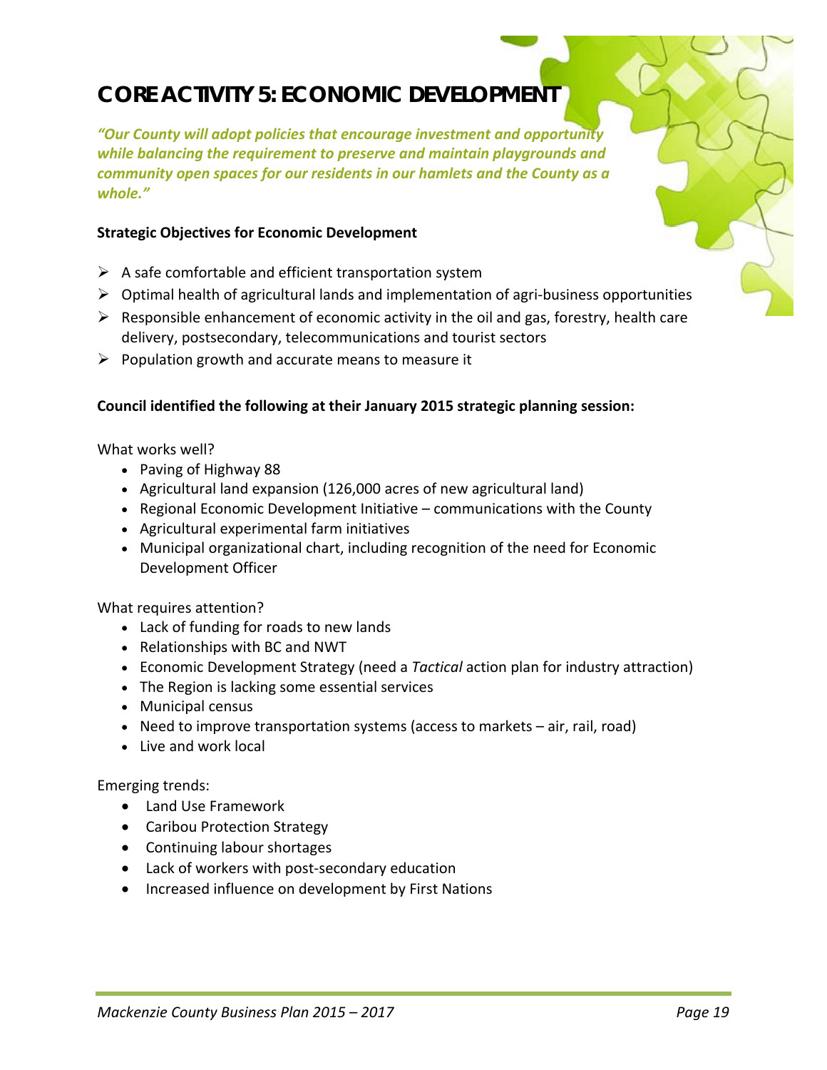# CORE ACTIVITY 5: ECONOMIC DEVELOPMENT

***"Our County will adopt policies that encourage investment and opportunity while balancing the requirement to preserve and maintain playgrounds and community open spaces for our residents in our hamlets and the County as a whole."***

**Strategic Objectives for Economic Development**

- A safe comfortable and efficient transportation system
- Optimal health of agricultural lands and implementation of agri-business opportunities
- Responsible enhancement of economic activity in the oil and gas, forestry, health care delivery, postsecondary, telecommunications and tourist sectors
- Population growth and accurate means to measure it

**Council identified the following at their January 2015 strategic planning session:**

What works well?

- Paving of Highway 88
- Agricultural land expansion (126,000 acres of new agricultural land)
- Regional Economic Development Initiative – communications with the County
- Agricultural experimental farm initiatives
- Municipal organizational chart, including recognition of the need for Economic Development Officer

What requires attention?

- Lack of funding for roads to new lands
- Relationships with BC and NWT
- Economic Development Strategy (need a *Tactical* action plan for industry attraction)
- The Region is lacking some essential services
- Municipal census
- Need to improve transportation systems (access to markets – air, rail, road)
- Live and work local

Emerging trends:

- Land Use Framework
- Caribou Protection Strategy
- Continuing labour shortages
- Lack of workers with post-secondary education
- Increased influence on development by First Nations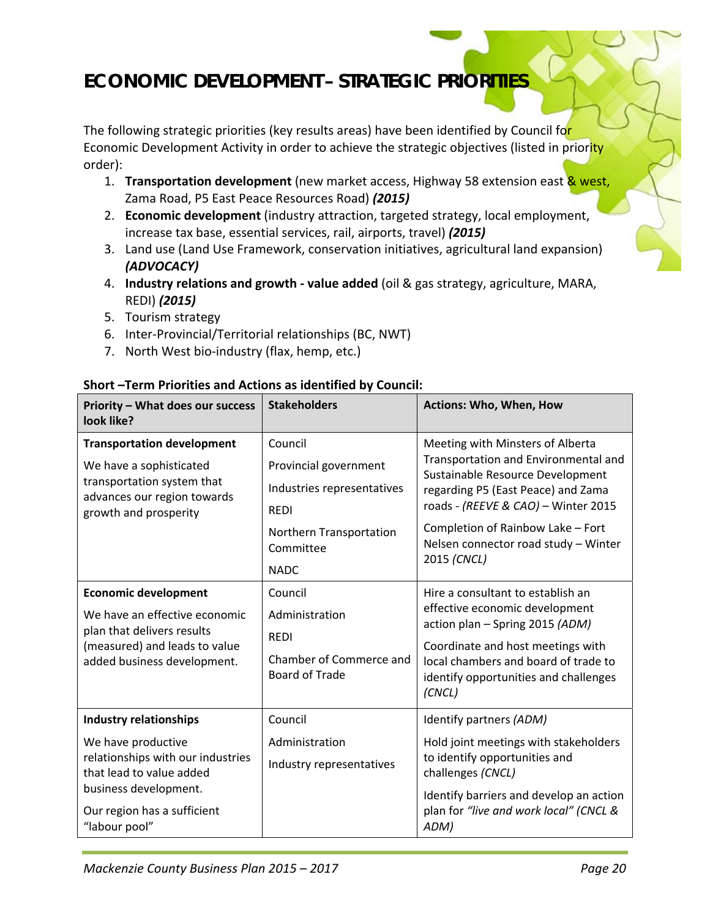# ECONOMIC DEVELOPMENT – STRATEGIC PRIORITIES

The following strategic priorities (key results areas) have been identified by Council for Economic Development Activity in order to achieve the strategic objectives (listed in priority order):

1. **Transportation development** (new market access, Highway 58 extension east & west, Zama Road, P5 East Peace Resources Road) ***(2015)***
2. **Economic development** (industry attraction, targeted strategy, local employment, increase tax base, essential services, rail, airports, travel) ***(2015)***
3. Land use (Land Use Framework, conservation initiatives, agricultural land expansion) ***(ADVOCACY)***
4. **Industry relations and growth - value added** (oil & gas strategy, agriculture, MARA, REDI) ***(2015)***
5. Tourism strategy
6. Inter-Provincial/Territorial relationships (BC, NWT)
7. North West bio-industry (flax, hemp, etc.)

**Short –Term Priorities and Actions as identified by Council:**

| Priority – What does our success look like? | Stakeholders | Actions: Who, When, How |
|---|---|---|
| **Transportation development**<br><br>We have a sophisticated transportation system that advances our region towards growth and prosperity | Council<br><br>Provincial government<br><br>Industries representatives<br><br>REDI<br><br>Northern Transportation Committee<br><br>NADC | Meeting with Minsters of Alberta Transportation and Environmental and Sustainable Resource Development regarding P5 (East Peace) and Zama roads - *(REEVE & CAO)* – Winter 2015<br><br>Completion of Rainbow Lake – Fort Nelsen connector road study – Winter 2015 *(CNCL)* |
| **Economic development**<br><br>We have an effective economic plan that delivers results (measured) and leads to value added business development. | Council<br><br>Administration<br><br>REDI<br><br>Chamber of Commerce and Board of Trade | Hire a consultant to establish an effective economic development action plan – Spring 2015 *(ADM)*<br><br>Coordinate and host meetings with local chambers and board of trade to identify opportunities and challenges *(CNCL)* |
| **Industry relationships**<br><br>We have productive relationships with our industries that lead to value added business development.<br><br>Our region has a sufficient "labour pool" | Council<br><br>Administration<br><br>Industry representatives | Identify partners *(ADM)*<br><br>Hold joint meetings with stakeholders to identify opportunities and challenges *(CNCL)*<br><br>Identify barriers and develop an action plan for *"live and work local" (CNCL & ADM)* |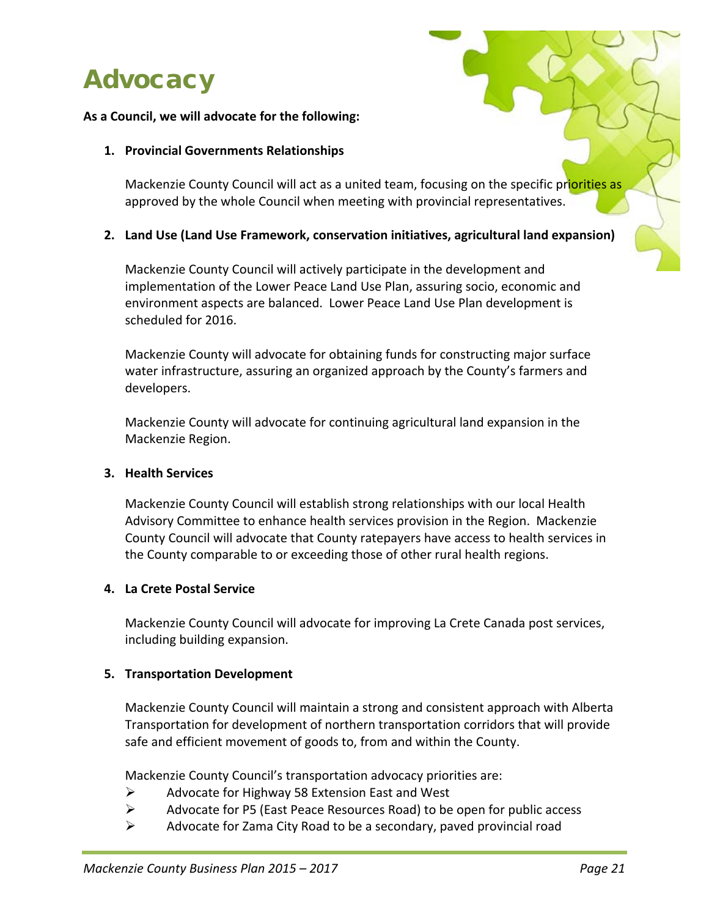# Advocacy

**As a Council, we will advocate for the following:**

1. **Provincial Governments Relationships**

   Mackenzie County Council will act as a united team, focusing on the specific priorities as approved by the whole Council when meeting with provincial representatives.

2. **Land Use (Land Use Framework, conservation initiatives, agricultural land expansion)**

   Mackenzie County Council will actively participate in the development and implementation of the Lower Peace Land Use Plan, assuring socio, economic and environment aspects are balanced. Lower Peace Land Use Plan development is scheduled for 2016.

   Mackenzie County will advocate for obtaining funds for constructing major surface water infrastructure, assuring an organized approach by the County's farmers and developers.

   Mackenzie County will advocate for continuing agricultural land expansion in the Mackenzie Region.

3. **Health Services**

   Mackenzie County Council will establish strong relationships with our local Health Advisory Committee to enhance health services provision in the Region. Mackenzie County Council will advocate that County ratepayers have access to health services in the County comparable to or exceeding those of other rural health regions.

4. **La Crete Postal Service**

   Mackenzie County Council will advocate for improving La Crete Canada post services, including building expansion.

5. **Transportation Development**

   Mackenzie County Council will maintain a strong and consistent approach with Alberta Transportation for development of northern transportation corridors that will provide safe and efficient movement of goods to, from and within the County.

   Mackenzie County Council's transportation advocacy priorities are:

   - Advocate for Highway 58 Extension East and West
   - Advocate for P5 (East Peace Resources Road) to be open for public access
   - Advocate for Zama City Road to be a secondary, paved provincial road